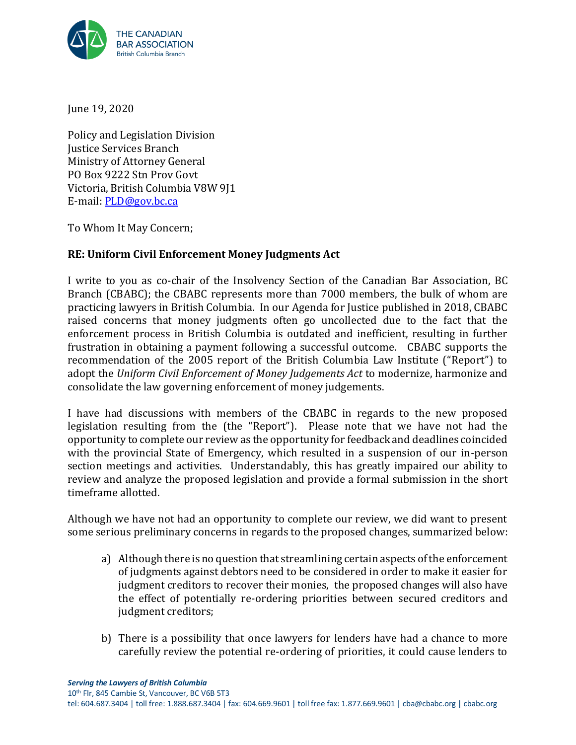THE CANADIAN BAR ASSOCIATION
British Columbia Branch

June 19, 2020

Policy and Legislation Division
Justice Services Branch
Ministry of Attorney General
PO Box 9222 Stn Prov Govt
Victoria, British Columbia V8W 9J1
E-mail: PLD@gov.bc.ca

To Whom It May Concern;

**RE: Uniform Civil Enforcement Money Judgments Act**

I write to you as co-chair of the Insolvency Section of the Canadian Bar Association, BC Branch (CBABC); the CBABC represents more than 7000 members, the bulk of whom are practicing lawyers in British Columbia. In our Agenda for Justice published in 2018, CBABC raised concerns that money judgments often go uncollected due to the fact that the enforcement process in British Columbia is outdated and inefficient, resulting in further frustration in obtaining a payment following a successful outcome. CBABC supports the recommendation of the 2005 report of the British Columbia Law Institute ("Report") to adopt the *Uniform Civil Enforcement of Money Judgements Act* to modernize, harmonize and consolidate the law governing enforcement of money judgements.

I have had discussions with members of the CBABC in regards to the new proposed legislation resulting from the (the "Report"). Please note that we have not had the opportunity to complete our review as the opportunity for feedback and deadlines coincided with the provincial State of Emergency, which resulted in a suspension of our in-person section meetings and activities. Understandably, this has greatly impaired our ability to review and analyze the proposed legislation and provide a formal submission in the short timeframe allotted.

Although we have not had an opportunity to complete our review, we did want to present some serious preliminary concerns in regards to the proposed changes, summarized below:

a) Although there is no question that streamlining certain aspects of the enforcement of judgments against debtors need to be considered in order to make it easier for judgment creditors to recover their monies, the proposed changes will also have the effect of potentially re-ordering priorities between secured creditors and judgment creditors;

b) There is a possibility that once lawyers for lenders have had a chance to more carefully review the potential re-ordering of priorities, it could cause lenders to

*Serving the Lawyers of British Columbia*
10th Flr, 845 Cambie St, Vancouver, BC V6B 5T3
tel: 604.687.3404 | toll free: 1.888.687.3404 | fax: 604.669.9601 | toll free fax: 1.877.669.9601 | cba@cbabc.org | cbabc.org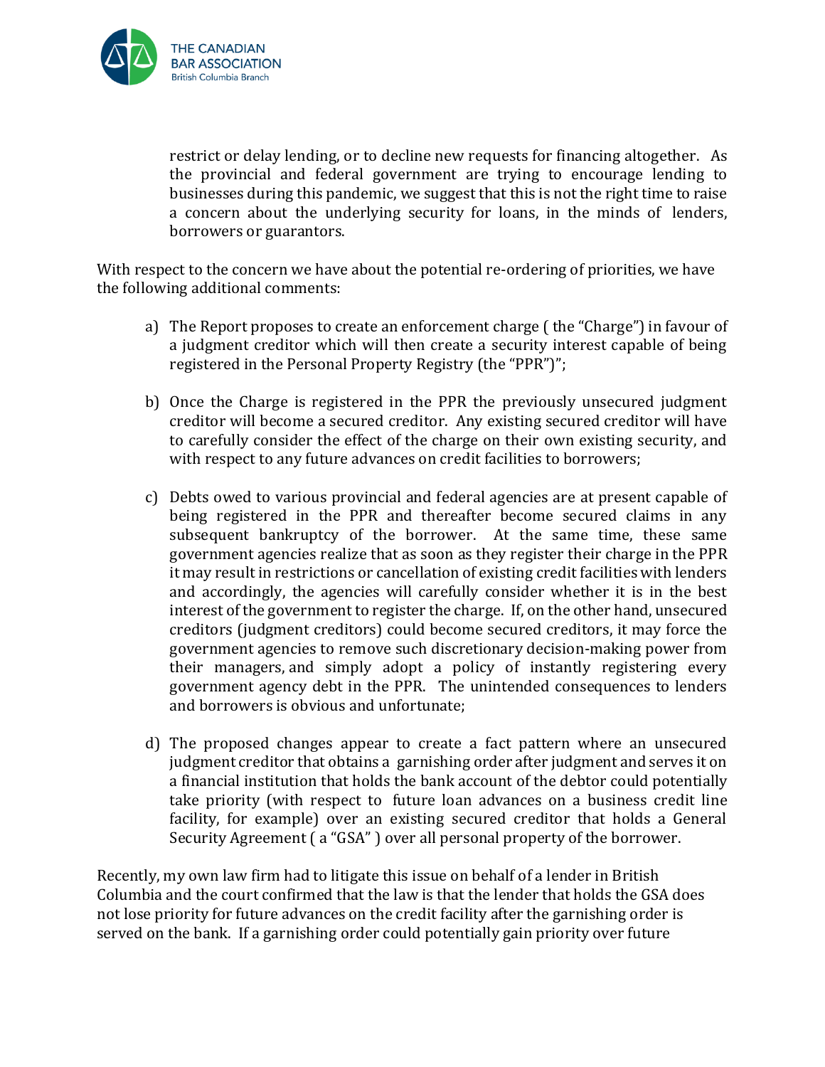restrict or delay lending, or to decline new requests for financing altogether. As the provincial and federal government are trying to encourage lending to businesses during this pandemic, we suggest that this is not the right time to raise a concern about the underlying security for loans, in the minds of lenders, borrowers or guarantors.

With respect to the concern we have about the potential re-ordering of priorities, we have the following additional comments:

a) The Report proposes to create an enforcement charge ( the "Charge") in favour of a judgment creditor which will then create a security interest capable of being registered in the Personal Property Registry (the "PPR")";

b) Once the Charge is registered in the PPR the previously unsecured judgment creditor will become a secured creditor. Any existing secured creditor will have to carefully consider the effect of the charge on their own existing security, and with respect to any future advances on credit facilities to borrowers;

c) Debts owed to various provincial and federal agencies are at present capable of being registered in the PPR and thereafter become secured claims in any subsequent bankruptcy of the borrower. At the same time, these same government agencies realize that as soon as they register their charge in the PPR it may result in restrictions or cancellation of existing credit facilities with lenders and accordingly, the agencies will carefully consider whether it is in the best interest of the government to register the charge. If, on the other hand, unsecured creditors (judgment creditors) could become secured creditors, it may force the government agencies to remove such discretionary decision-making power from their managers, and simply adopt a policy of instantly registering every government agency debt in the PPR. The unintended consequences to lenders and borrowers is obvious and unfortunate;

d) The proposed changes appear to create a fact pattern where an unsecured judgment creditor that obtains a garnishing order after judgment and serves it on a financial institution that holds the bank account of the debtor could potentially take priority (with respect to future loan advances on a business credit line facility, for example) over an existing secured creditor that holds a General Security Agreement ( a "GSA" ) over all personal property of the borrower.

Recently, my own law firm had to litigate this issue on behalf of a lender in British Columbia and the court confirmed that the law is that the lender that holds the GSA does not lose priority for future advances on the credit facility after the garnishing order is served on the bank. If a garnishing order could potentially gain priority over future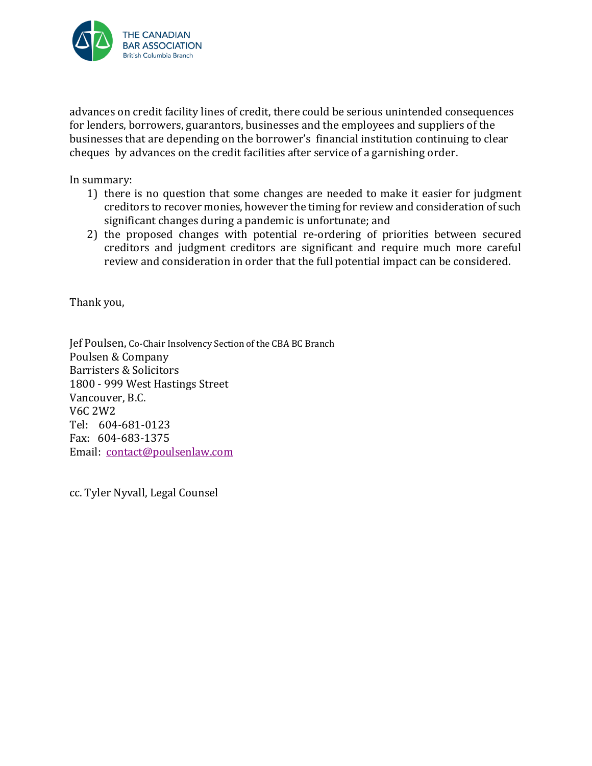advances on credit facility lines of credit, there could be serious unintended consequences for lenders, borrowers, guarantors, businesses and the employees and suppliers of the businesses that are depending on the borrower's financial institution continuing to clear cheques by advances on the credit facilities after service of a garnishing order.

In summary:

1) there is no question that some changes are needed to make it easier for judgment creditors to recover monies, however the timing for review and consideration of such significant changes during a pandemic is unfortunate; and
2) the proposed changes with potential re-ordering of priorities between secured creditors and judgment creditors are significant and require much more careful review and consideration in order that the full potential impact can be considered.

Thank you,

Jef Poulsen, Co-Chair Insolvency Section of the CBA BC Branch
Poulsen & Company
Barristers & Solicitors
1800 - 999 West Hastings Street
Vancouver, B.C.
V6C 2W2
Tel: 604-681-0123
Fax: 604-683-1375
Email: contact@poulsenlaw.com

cc. Tyler Nyvall, Legal Counsel